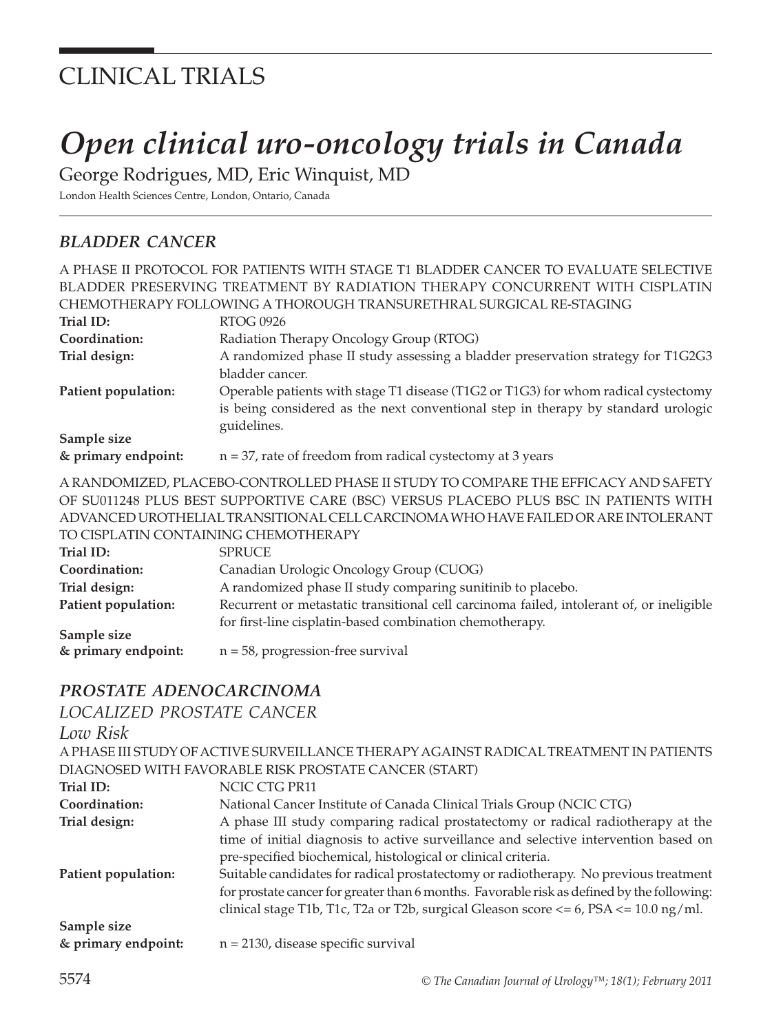# CLINICAL TRIALS

# *Open clinical uro-oncology trials in Canada*

George Rodrigues, MD, Eric Winquist, MD

London Health Sciences Centre, London, Ontario, Canada

## *BLADDER CANCER*

A PHASE II PROTOCOL FOR PATIENTS WITH STAGE T1 BLADDER CANCER TO EVALUATE SELECTIVE BLADDER PRESERVING TREATMENT BY RADIATION THERAPY CONCURRENT WITH CISPLATIN CHEMOTHERAPY FOLLOWING A THOROUGH TRANSURETHRAL SURGICAL RE-STAGING

| | |
|---|---|
| **Trial ID:** | RTOG 0926 |
| **Coordination:** | Radiation Therapy Oncology Group (RTOG) |
| **Trial design:** | A randomized phase II study assessing a bladder preservation strategy for T1G2G3 bladder cancer. |
| **Patient population:** | Operable patients with stage T1 disease (T1G2 or T1G3) for whom radical cystectomy is being considered as the next conventional step in therapy by standard urologic guidelines. |
| **Sample size & primary endpoint:** | n = 37, rate of freedom from radical cystectomy at 3 years |

A RANDOMIZED, PLACEBO-CONTROLLED PHASE II STUDY TO COMPARE THE EFFICACY AND SAFETY OF SU011248 PLUS BEST SUPPORTIVE CARE (BSC) VERSUS PLACEBO PLUS BSC IN PATIENTS WITH ADVANCED UROTHELIAL TRANSITIONAL CELL CARCINOMA WHO HAVE FAILED OR ARE INTOLERANT TO CISPLATIN CONTAINING CHEMOTHERAPY

| | |
|---|---|
| **Trial ID:** | SPRUCE |
| **Coordination:** | Canadian Urologic Oncology Group (CUOG) |
| **Trial design:** | A randomized phase II study comparing sunitinib to placebo. |
| **Patient population:** | Recurrent or metastatic transitional cell carcinoma failed, intolerant of, or ineligible for first-line cisplatin-based combination chemotherapy. |
| **Sample size & primary endpoint:** | n = 58, progression-free survival |

## *PROSTATE ADENOCARCINOMA*

### *LOCALIZED PROSTATE CANCER*

#### *Low Risk*

A PHASE III STUDY OF ACTIVE SURVEILLANCE THERAPY AGAINST RADICAL TREATMENT IN PATIENTS DIAGNOSED WITH FAVORABLE RISK PROSTATE CANCER (START)

| | |
|---|---|
| **Trial ID:** | NCIC CTG PR11 |
| **Coordination:** | National Cancer Institute of Canada Clinical Trials Group (NCIC CTG) |
| **Trial design:** | A phase III study comparing radical prostatectomy or radical radiotherapy at the time of initial diagnosis to active surveillance and selective intervention based on pre-specified biochemical, histological or clinical criteria. |
| **Patient population:** | Suitable candidates for radical prostatectomy or radiotherapy. No previous treatment for prostate cancer for greater than 6 months. Favorable risk as defined by the following: clinical stage T1b, T1c, T2a or T2b, surgical Gleason score <= 6, PSA <= 10.0 ng/ml. |
| **Sample size & primary endpoint:** | n = 2130, disease specific survival |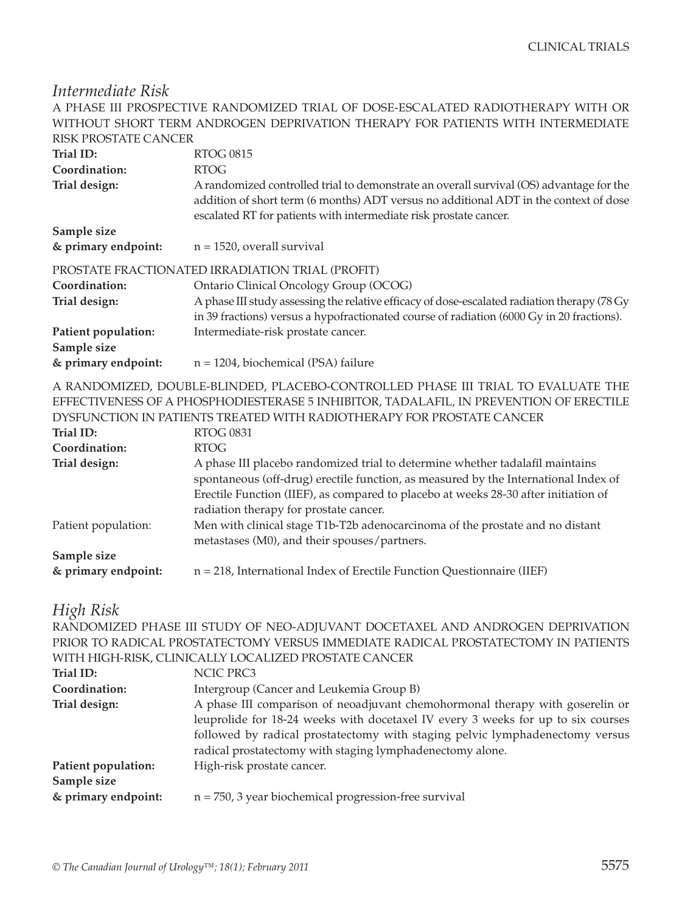## *Intermediate Risk*

A PHASE III PROSPECTIVE RANDOMIZED TRIAL OF DOSE-ESCALATED RADIOTHERAPY WITH OR WITHOUT SHORT TERM ANDROGEN DEPRIVATION THERAPY FOR PATIENTS WITH INTERMEDIATE RISK PROSTATE CANCER

**Trial ID:** RTOG 0815

**Coordination:** RTOG

**Trial design:** A randomized controlled trial to demonstrate an overall survival (OS) advantage for the addition of short term (6 months) ADT versus no additional ADT in the context of dose escalated RT for patients with intermediate risk prostate cancer.

**Sample size & primary endpoint:** n = 1520, overall survival

PROSTATE FRACTIONATED IRRADIATION TRIAL (PROFIT)

**Coordination:** Ontario Clinical Oncology Group (OCOG)

**Trial design:** A phase III study assessing the relative efficacy of dose-escalated radiation therapy (78 Gy in 39 fractions) versus a hypofractionated course of radiation (6000 Gy in 20 fractions).

**Patient population:** Intermediate-risk prostate cancer.

**Sample size & primary endpoint:** n = 1204, biochemical (PSA) failure

A RANDOMIZED, DOUBLE-BLINDED, PLACEBO-CONTROLLED PHASE III TRIAL TO EVALUATE THE EFFECTIVENESS OF A PHOSPHODIESTERASE 5 INHIBITOR, TADALAFIL, IN PREVENTION OF ERECTILE DYSFUNCTION IN PATIENTS TREATED WITH RADIOTHERAPY FOR PROSTATE CANCER

**Trial ID:** RTOG 0831

**Coordination:** RTOG

**Trial design:** A phase III placebo randomized trial to determine whether tadalafil maintains spontaneous (off-drug) erectile function, as measured by the International Index of Erectile Function (IIEF), as compared to placebo at weeks 28-30 after initiation of radiation therapy for prostate cancer.

Patient population: Men with clinical stage T1b-T2b adenocarcinoma of the prostate and no distant metastases (M0), and their spouses/partners.

**Sample size & primary endpoint:** n = 218, International Index of Erectile Function Questionnaire (IIEF)

## *High Risk*

RANDOMIZED PHASE III STUDY OF NEO-ADJUVANT DOCETAXEL AND ANDROGEN DEPRIVATION PRIOR TO RADICAL PROSTATECTOMY VERSUS IMMEDIATE RADICAL PROSTATECTOMY IN PATIENTS WITH HIGH-RISK, CLINICALLY LOCALIZED PROSTATE CANCER

**Trial ID:** NCIC PRC3

**Coordination:** Intergroup (Cancer and Leukemia Group B)

**Trial design:** A phase III comparison of neoadjuvant chemohormonal therapy with goserelin or leuprolide for 18-24 weeks with docetaxel IV every 3 weeks for up to six courses followed by radical prostatectomy with staging pelvic lymphadenectomy versus radical prostatectomy with staging lymphadenectomy alone.

**Patient population:** High-risk prostate cancer.

**Sample size & primary endpoint:** n = 750, 3 year biochemical progression-free survival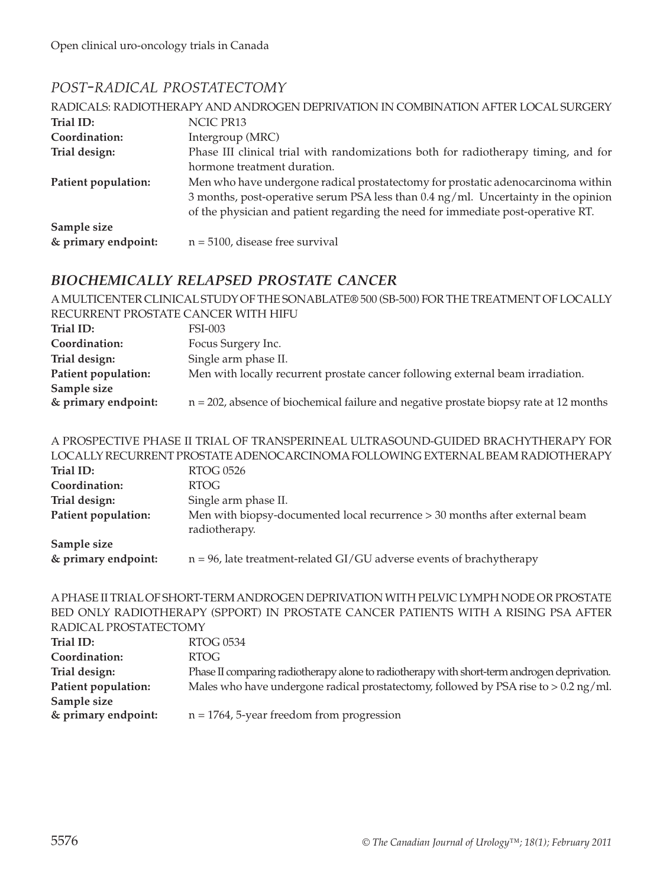## *POST-RADICAL PROSTATECTOMY*

RADICALS: RADIOTHERAPY AND ANDROGEN DEPRIVATION IN COMBINATION AFTER LOCAL SURGERY

**Trial ID:** NCIC PR13

**Coordination:** Intergroup (MRC)

**Trial design:** Phase III clinical trial with randomizations both for radiotherapy timing, and for hormone treatment duration.

**Patient population:** Men who have undergone radical prostatectomy for prostatic adenocarcinoma within 3 months, post-operative serum PSA less than 0.4 ng/ml. Uncertainty in the opinion of the physician and patient regarding the need for immediate post-operative RT.

**Sample size & primary endpoint:** n = 5100, disease free survival

## ***BIOCHEMICALLY RELAPSED PROSTATE CANCER***

A MULTICENTER CLINICAL STUDY OF THE SONABLATE® 500 (SB-500) FOR THE TREATMENT OF LOCALLY RECURRENT PROSTATE CANCER WITH HIFU

**Trial ID:** FSI-003

**Coordination:** Focus Surgery Inc.

**Trial design:** Single arm phase II.

**Patient population:** Men with locally recurrent prostate cancer following external beam irradiation.

**Sample size & primary endpoint:** n = 202, absence of biochemical failure and negative prostate biopsy rate at 12 months

A PROSPECTIVE PHASE II TRIAL OF TRANSPERINEAL ULTRASOUND-GUIDED BRACHYTHERAPY FOR LOCALLY RECURRENT PROSTATE ADENOCARCINOMA FOLLOWING EXTERNAL BEAM RADIOTHERAPY

**Trial ID:** RTOG 0526

**Coordination:** RTOG

**Trial design:** Single arm phase II.

**Patient population:** Men with biopsy-documented local recurrence > 30 months after external beam radiotherapy.

**Sample size & primary endpoint:** n = 96, late treatment-related GI/GU adverse events of brachytherapy

A PHASE II TRIAL OF SHORT-TERM ANDROGEN DEPRIVATION WITH PELVIC LYMPH NODE OR PROSTATE BED ONLY RADIOTHERAPY (SPPORT) IN PROSTATE CANCER PATIENTS WITH A RISING PSA AFTER RADICAL PROSTATECTOMY

**Trial ID:** RTOG 0534

**Coordination:** RTOG

**Trial design:** Phase II comparing radiotherapy alone to radiotherapy with short-term androgen deprivation.

**Patient population:** Males who have undergone radical prostatectomy, followed by PSA rise to > 0.2 ng/ml.

**Sample size & primary endpoint:** n = 1764, 5-year freedom from progression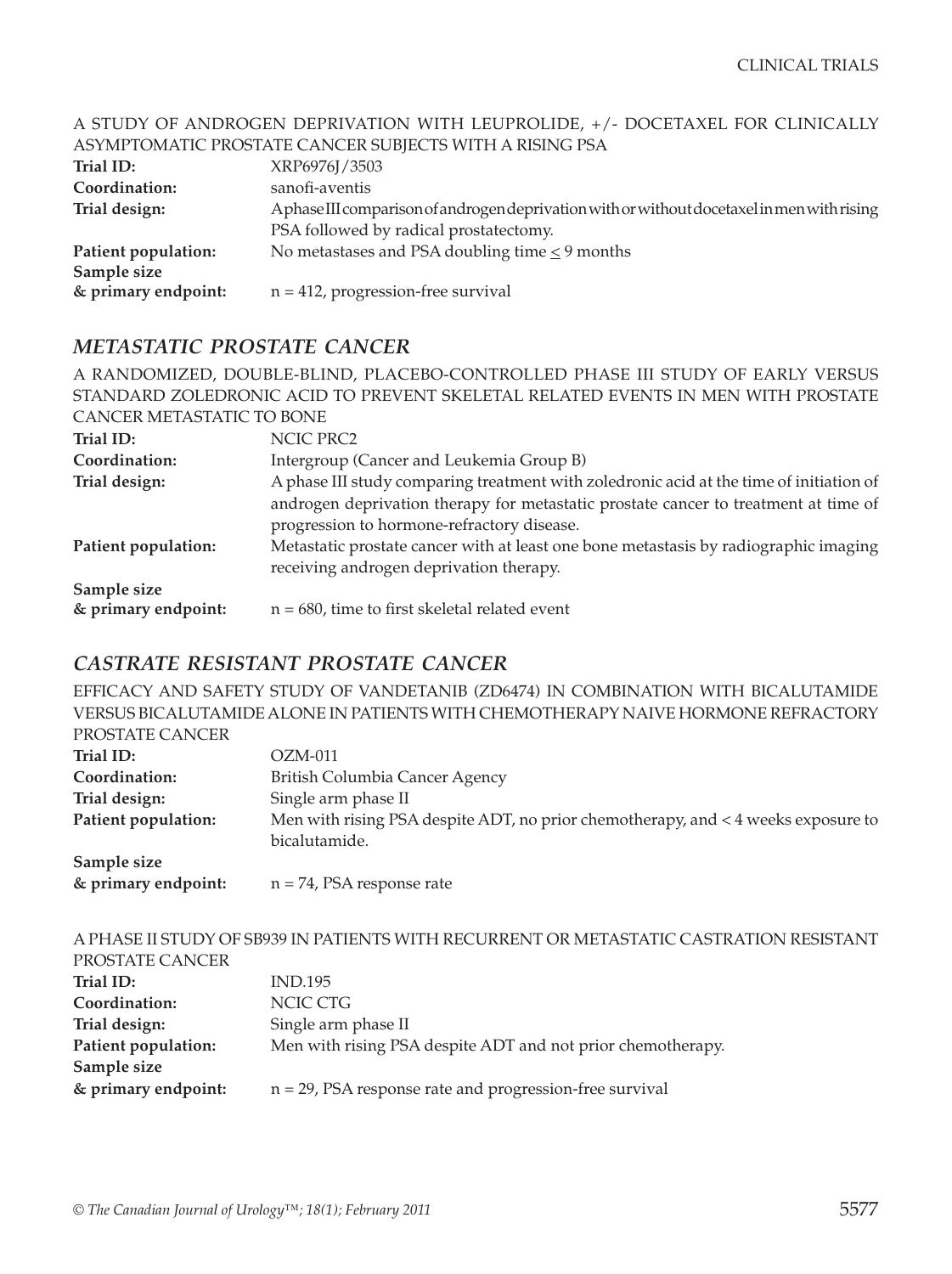A STUDY OF ANDROGEN DEPRIVATION WITH LEUPROLIDE, +/- DOCETAXEL FOR CLINICALLY ASYMPTOMATIC PROSTATE CANCER SUBJECTS WITH A RISING PSA

| | |
|---|---|
| **Trial ID:** | XRP6976J/3503 |
| **Coordination:** | sanofi-aventis |
| **Trial design:** | A phase III comparison of androgen deprivation with or without docetaxel in men with rising PSA followed by radical prostatectomy. |
| **Patient population:** | No metastases and PSA doubling time ≤ 9 months |
| **Sample size & primary endpoint:** | n = 412, progression-free survival |

## *METASTATIC PROSTATE CANCER*

A RANDOMIZED, DOUBLE-BLIND, PLACEBO-CONTROLLED PHASE III STUDY OF EARLY VERSUS STANDARD ZOLEDRONIC ACID TO PREVENT SKELETAL RELATED EVENTS IN MEN WITH PROSTATE CANCER METASTATIC TO BONE

| | |
|---|---|
| **Trial ID:** | NCIC PRC2 |
| **Coordination:** | Intergroup (Cancer and Leukemia Group B) |
| **Trial design:** | A phase III study comparing treatment with zoledronic acid at the time of initiation of androgen deprivation therapy for metastatic prostate cancer to treatment at time of progression to hormone-refractory disease. |
| **Patient population:** | Metastatic prostate cancer with at least one bone metastasis by radiographic imaging receiving androgen deprivation therapy. |
| **Sample size & primary endpoint:** | n = 680, time to first skeletal related event |

## *CASTRATE RESISTANT PROSTATE CANCER*

EFFICACY AND SAFETY STUDY OF VANDETANIB (ZD6474) IN COMBINATION WITH BICALUTAMIDE VERSUS BICALUTAMIDE ALONE IN PATIENTS WITH CHEMOTHERAPY NAIVE HORMONE REFRACTORY PROSTATE CANCER

| | |
|---|---|
| **Trial ID:** | OZM-011 |
| **Coordination:** | British Columbia Cancer Agency |
| **Trial design:** | Single arm phase II |
| **Patient population:** | Men with rising PSA despite ADT, no prior chemotherapy, and < 4 weeks exposure to bicalutamide. |
| **Sample size & primary endpoint:** | n = 74, PSA response rate |

A PHASE II STUDY OF SB939 IN PATIENTS WITH RECURRENT OR METASTATIC CASTRATION RESISTANT PROSTATE CANCER

| | |
|---|---|
| **Trial ID:** | IND.195 |
| **Coordination:** | NCIC CTG |
| **Trial design:** | Single arm phase II |
| **Patient population:** | Men with rising PSA despite ADT and not prior chemotherapy. |
| **Sample size & primary endpoint:** | n = 29, PSA response rate and progression-free survival |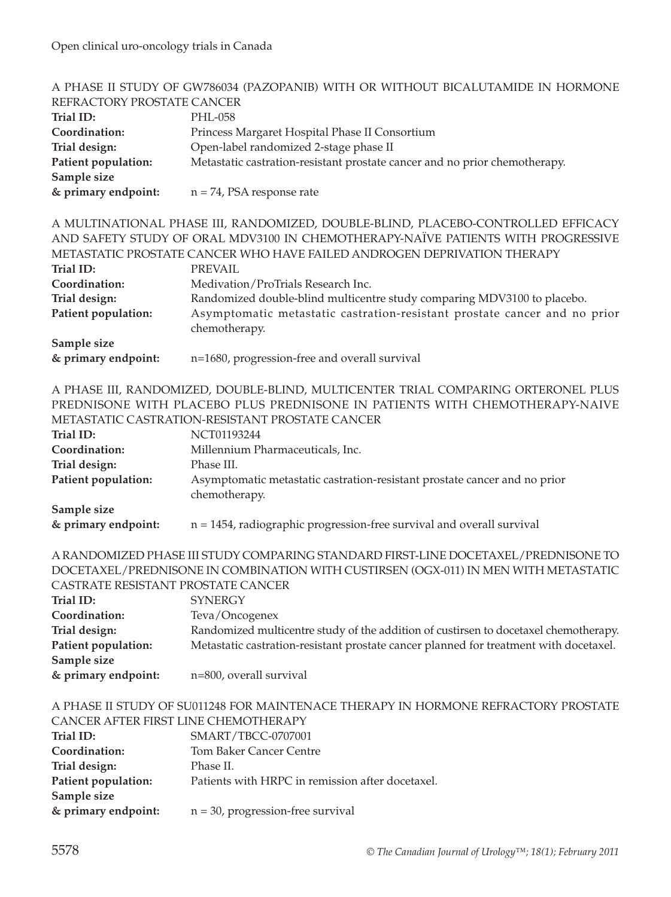A PHASE II STUDY OF GW786034 (PAZOPANIB) WITH OR WITHOUT BICALUTAMIDE IN HORMONE REFRACTORY PROSTATE CANCER

**Trial ID:** PHL-058
**Coordination:** Princess Margaret Hospital Phase II Consortium
**Trial design:** Open-label randomized 2-stage phase II
**Patient population:** Metastatic castration-resistant prostate cancer and no prior chemotherapy.
**Sample size & primary endpoint:** n = 74, PSA response rate

A MULTINATIONAL PHASE III, RANDOMIZED, DOUBLE-BLIND, PLACEBO-CONTROLLED EFFICACY AND SAFETY STUDY OF ORAL MDV3100 IN CHEMOTHERAPY-NAÏVE PATIENTS WITH PROGRESSIVE METASTATIC PROSTATE CANCER WHO HAVE FAILED ANDROGEN DEPRIVATION THERAPY

**Trial ID:** PREVAIL
**Coordination:** Medivation/ProTrials Research Inc.
**Trial design:** Randomized double-blind multicentre study comparing MDV3100 to placebo.
**Patient population:** Asymptomatic metastatic castration-resistant prostate cancer and no prior chemotherapy.
**Sample size & primary endpoint:** n=1680, progression-free and overall survival

A PHASE III, RANDOMIZED, DOUBLE-BLIND, MULTICENTER TRIAL COMPARING ORTERONEL PLUS PREDNISONE WITH PLACEBO PLUS PREDNISONE IN PATIENTS WITH CHEMOTHERAPY-NAIVE METASTATIC CASTRATION-RESISTANT PROSTATE CANCER

**Trial ID:** NCT01193244
**Coordination:** Millennium Pharmaceuticals, Inc.
**Trial design:** Phase III.
**Patient population:** Asymptomatic metastatic castration-resistant prostate cancer and no prior chemotherapy.
**Sample size & primary endpoint:** n = 1454, radiographic progression-free survival and overall survival

A RANDOMIZED PHASE III STUDY COMPARING STANDARD FIRST-LINE DOCETAXEL/PREDNISONE TO DOCETAXEL/PREDNISONE IN COMBINATION WITH CUSTIRSEN (OGX-011) IN MEN WITH METASTATIC CASTRATE RESISTANT PROSTATE CANCER

**Trial ID:** SYNERGY
**Coordination:** Teva/Oncogenex
**Trial design:** Randomized multicentre study of the addition of custirsen to docetaxel chemotherapy.
**Patient population:** Metastatic castration-resistant prostate cancer planned for treatment with docetaxel.
**Sample size & primary endpoint:** n=800, overall survival

A PHASE II STUDY OF SU011248 FOR MAINTENACE THERAPY IN HORMONE REFRACTORY PROSTATE CANCER AFTER FIRST LINE CHEMOTHERAPY

**Trial ID:** SMART/TBCC-0707001
**Coordination:** Tom Baker Cancer Centre
**Trial design:** Phase II.
**Patient population:** Patients with HRPC in remission after docetaxel.
**Sample size & primary endpoint:** n = 30, progression-free survival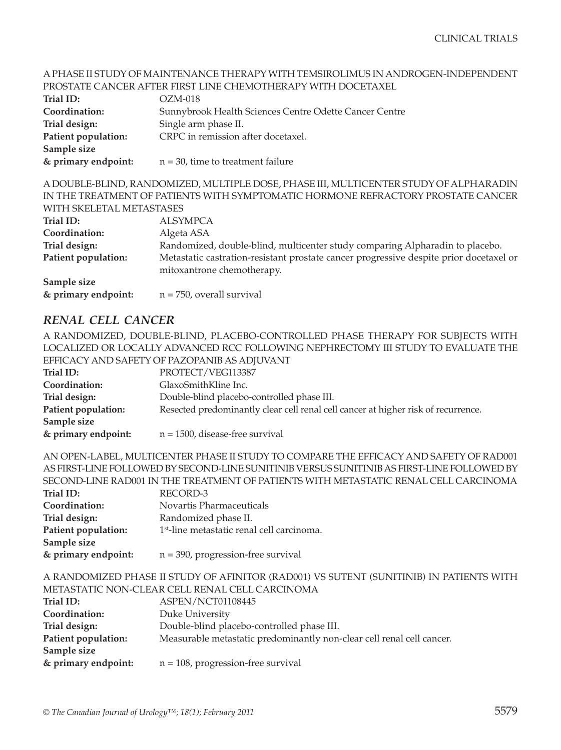A PHASE II STUDY OF MAINTENANCE THERAPY WITH TEMSIROLIMUS IN ANDROGEN-INDEPENDENT PROSTATE CANCER AFTER FIRST LINE CHEMOTHERAPY WITH DOCETAXEL

**Trial ID:** OZM-018
**Coordination:** Sunnybrook Health Sciences Centre Odette Cancer Centre
**Trial design:** Single arm phase II.
**Patient population:** CRPC in remission after docetaxel.
**Sample size & primary endpoint:** n = 30, time to treatment failure

A DOUBLE-BLIND, RANDOMIZED, MULTIPLE DOSE, PHASE III, MULTICENTER STUDY OF ALPHARADIN IN THE TREATMENT OF PATIENTS WITH SYMPTOMATIC HORMONE REFRACTORY PROSTATE CANCER WITH SKELETAL METASTASES

**Trial ID:** ALSYMPCA
**Coordination:** Algeta ASA
**Trial design:** Randomized, double-blind, multicenter study comparing Alpharadin to placebo.
**Patient population:** Metastatic castration-resistant prostate cancer progressive despite prior docetaxel or mitoxantrone chemotherapy.
**Sample size & primary endpoint:** n = 750, overall survival

## *RENAL CELL CANCER*

A RANDOMIZED, DOUBLE-BLIND, PLACEBO-CONTROLLED PHASE THERAPY FOR SUBJECTS WITH LOCALIZED OR LOCALLY ADVANCED RCC FOLLOWING NEPHRECTOMY III STUDY TO EVALUATE THE EFFICACY AND SAFETY OF PAZOPANIB AS ADJUVANT

**Trial ID:** PROTECT/VEG113387
**Coordination:** GlaxoSmithKline Inc.
**Trial design:** Double-blind placebo-controlled phase III.
**Patient population:** Resected predominantly clear cell renal cell cancer at higher risk of recurrence.
**Sample size & primary endpoint:** n = 1500, disease-free survival

AN OPEN-LABEL, MULTICENTER PHASE II STUDY TO COMPARE THE EFFICACY AND SAFETY OF RAD001 AS FIRST-LINE FOLLOWED BY SECOND-LINE SUNITINIB VERSUS SUNITINIB AS FIRST-LINE FOLLOWED BY SECOND-LINE RAD001 IN THE TREATMENT OF PATIENTS WITH METASTATIC RENAL CELL CARCINOMA

**Trial ID:** RECORD-3
**Coordination:** Novartis Pharmaceuticals
**Trial design:** Randomized phase II.
**Patient population:** 1st-line metastatic renal cell carcinoma.
**Sample size & primary endpoint:** n = 390, progression-free survival

A RANDOMIZED PHASE II STUDY OF AFINITOR (RAD001) VS SUTENT (SUNITINIB) IN PATIENTS WITH METASTATIC NON-CLEAR CELL RENAL CELL CARCINOMA

**Trial ID:** ASPEN/NCT01108445
**Coordination:** Duke University
**Trial design:** Double-blind placebo-controlled phase III.
**Patient population:** Measurable metastatic predominantly non-clear cell renal cell cancer.
**Sample size & primary endpoint:** n = 108, progression-free survival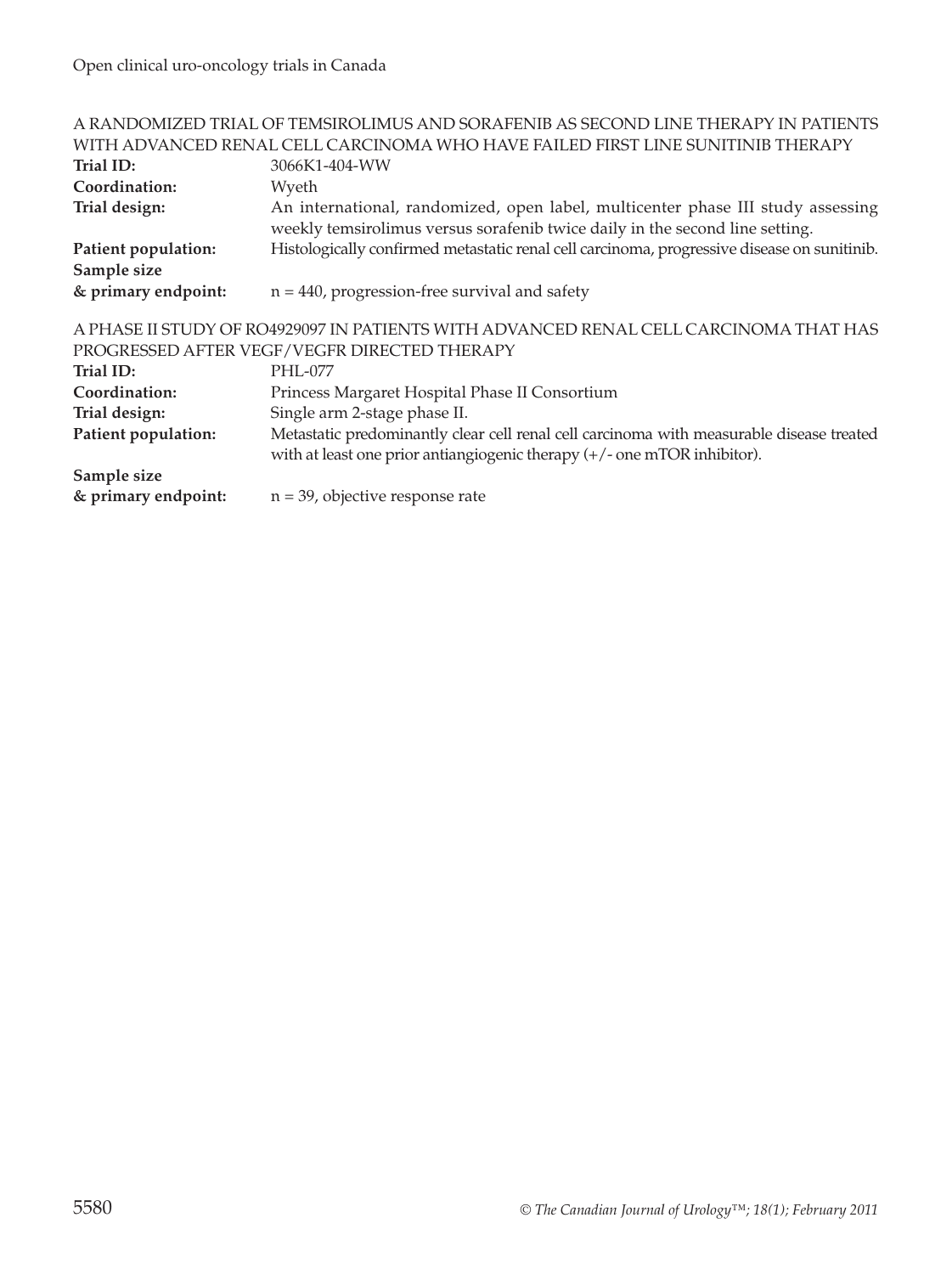## A RANDOMIZED TRIAL OF TEMSIROLIMUS AND SORAFENIB AS SECOND LINE THERAPY IN PATIENTS WITH ADVANCED RENAL CELL CARCINOMA WHO HAVE FAILED FIRST LINE SUNITINIB THERAPY

**Trial ID:** 3066K1-404-WW

**Coordination:** Wyeth

**Trial design:** An international, randomized, open label, multicenter phase III study assessing weekly temsirolimus versus sorafenib twice daily in the second line setting.

**Patient population:** Histologically confirmed metastatic renal cell carcinoma, progressive disease on sunitinib.

**Sample size & primary endpoint:** n = 440, progression-free survival and safety

## A PHASE II STUDY OF RO4929097 IN PATIENTS WITH ADVANCED RENAL CELL CARCINOMA THAT HAS PROGRESSED AFTER VEGF/VEGFR DIRECTED THERAPY

**Trial ID:** PHL-077

**Coordination:** Princess Margaret Hospital Phase II Consortium

**Trial design:** Single arm 2-stage phase II.

**Patient population:** Metastatic predominantly clear cell renal cell carcinoma with measurable disease treated with at least one prior antiangiogenic therapy (+/- one mTOR inhibitor).

**Sample size & primary endpoint:** n = 39, objective response rate